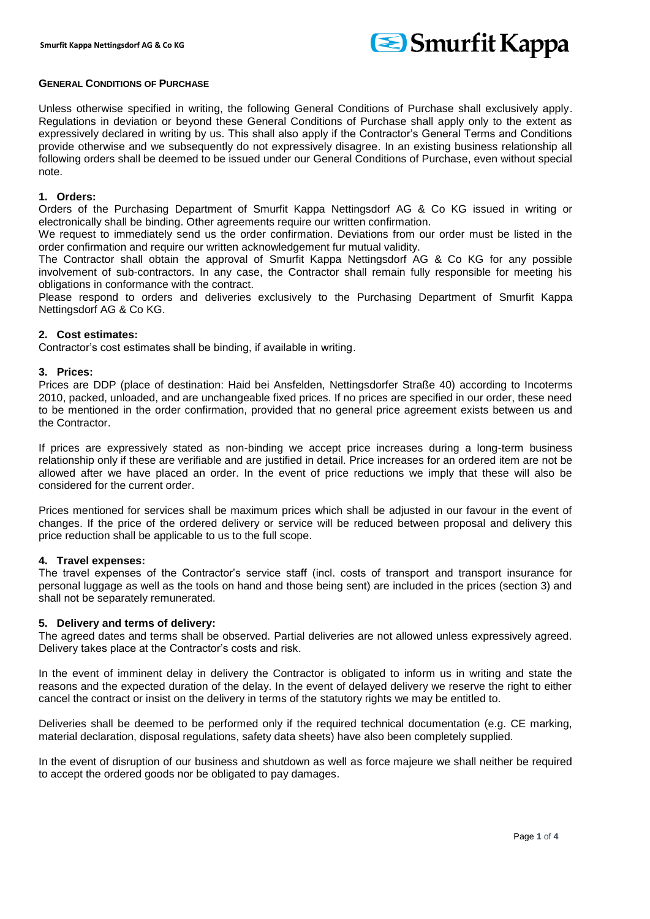## GENERAL CONDITIONS OF PURCHASE

Unless otherwise specified in writing, the following General Conditions of Purchase shall exclusively apply. Regulations in deviation or beyond these General Conditions of Purchase shall apply only to the extent as expressively declared in writing by us. This shall also apply if the Contractor's General Terms and Conditions provide otherwise and we subsequently do not expressively disagree. In an existing business relationship all following orders shall be deemed to be issued under our General Conditions of Purchase, even without special note.

### 1. Orders:

Orders of the Purchasing Department of Smurfit Kappa Nettingsdorf AG & Co KG issued in writing or electronically shall be binding. Other agreements require our written confirmation.

We request to immediately send us the order confirmation. Deviations from our order must be listed in the order confirmation and require our written acknowledgement fur mutual validity.

The Contractor shall obtain the approval of Smurfit Kappa Nettingsdorf AG & Co KG for any possible involvement of sub-contractors. In any case, the Contractor shall remain fully responsible for meeting his obligations in conformance with the contract.

Please respond to orders and deliveries exclusively to the Purchasing Department of Smurfit Kappa Nettingsdorf AG & Co KG.

### 2. Cost estimates:

Contractor's cost estimates shall be binding, if available in writing.

### 3. Prices:

Prices are DDP (place of destination: Haid bei Ansfelden, Nettingsdorfer Straße 40) according to Incoterms 2010, packed, unloaded, and are unchangeable fixed prices. If no prices are specified in our order, these need to be mentioned in the order confirmation, provided that no general price agreement exists between us and the Contractor.

If prices are expressively stated as non-binding we accept price increases during a long-term business relationship only if these are verifiable and are justified in detail. Price increases for an ordered item are not be allowed after we have placed an order. In the event of price reductions we imply that these will also be considered for the current order.

Prices mentioned for services shall be maximum prices which shall be adjusted in our favour in the event of changes. If the price of the ordered delivery or service will be reduced between proposal and delivery this price reduction shall be applicable to us to the full scope.

### 4. Travel expenses:

The travel expenses of the Contractor's service staff (incl. costs of transport and transport insurance for personal luggage as well as the tools on hand and those being sent) are included in the prices (section 3) and shall not be separately remunerated.

### 5. Delivery and terms of delivery:

The agreed dates and terms shall be observed. Partial deliveries are not allowed unless expressively agreed. Delivery takes place at the Contractor's costs and risk.

In the event of imminent delay in delivery the Contractor is obligated to inform us in writing and state the reasons and the expected duration of the delay. In the event of delayed delivery we reserve the right to either cancel the contract or insist on the delivery in terms of the statutory rights we may be entitled to.

Deliveries shall be deemed to be performed only if the required technical documentation (e.g. CE marking, material declaration, disposal regulations, safety data sheets) have also been completely supplied.

In the event of disruption of our business and shutdown as well as force majeure we shall neither be required to accept the ordered goods nor be obligated to pay damages.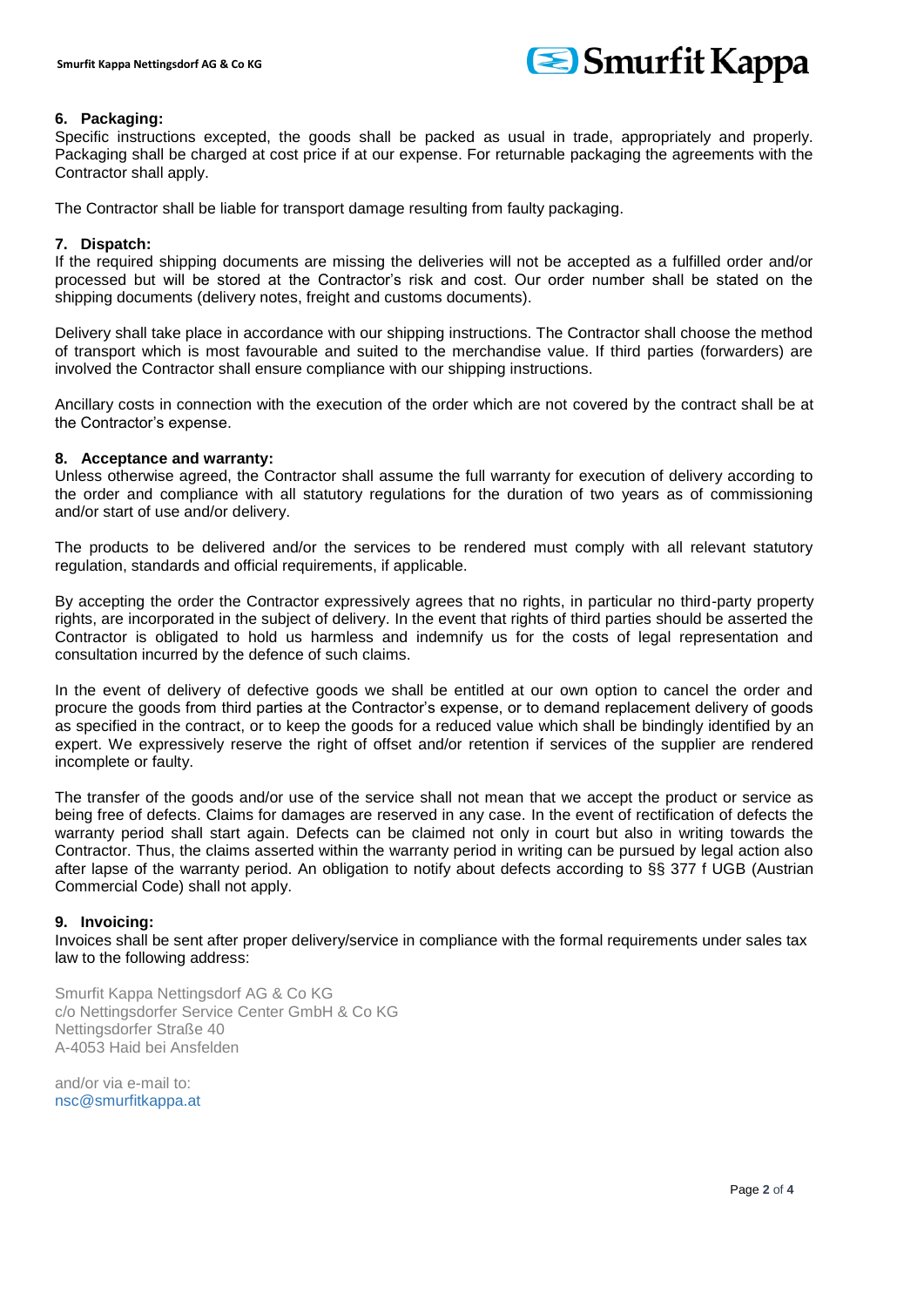## 6. Packaging:

Specific instructions excepted, the goods shall be packed as usual in trade, appropriately and properly. Packaging shall be charged at cost price if at our expense. For returnable packaging the agreements with the Contractor shall apply.

The Contractor shall be liable for transport damage resulting from faulty packaging.

## 7. Dispatch:

If the required shipping documents are missing the deliveries will not be accepted as a fulfilled order and/or processed but will be stored at the Contractor's risk and cost. Our order number shall be stated on the shipping documents (delivery notes, freight and customs documents).

Delivery shall take place in accordance with our shipping instructions. The Contractor shall choose the method of transport which is most favourable and suited to the merchandise value. If third parties (forwarders) are involved the Contractor shall ensure compliance with our shipping instructions.

Ancillary costs in connection with the execution of the order which are not covered by the contract shall be at the Contractor's expense.

## 8. Acceptance and warranty:

Unless otherwise agreed, the Contractor shall assume the full warranty for execution of delivery according to the order and compliance with all statutory regulations for the duration of two years as of commissioning and/or start of use and/or delivery.

The products to be delivered and/or the services to be rendered must comply with all relevant statutory regulation, standards and official requirements, if applicable.

By accepting the order the Contractor expressively agrees that no rights, in particular no third-party property rights, are incorporated in the subject of delivery. In the event that rights of third parties should be asserted the Contractor is obligated to hold us harmless and indemnify us for the costs of legal representation and consultation incurred by the defence of such claims.

In the event of delivery of defective goods we shall be entitled at our own option to cancel the order and procure the goods from third parties at the Contractor's expense, or to demand replacement delivery of goods as specified in the contract, or to keep the goods for a reduced value which shall be bindingly identified by an expert. We expressively reserve the right of offset and/or retention if services of the supplier are rendered incomplete or faulty.

The transfer of the goods and/or use of the service shall not mean that we accept the product or service as being free of defects. Claims for damages are reserved in any case. In the event of rectification of defects the warranty period shall start again. Defects can be claimed not only in court but also in writing towards the Contractor. Thus, the claims asserted within the warranty period in writing can be pursued by legal action also after lapse of the warranty period. An obligation to notify about defects according to §§ 377 f UGB (Austrian Commercial Code) shall not apply.

## 9. Invoicing:

Invoices shall be sent after proper delivery/service in compliance with the formal requirements under sales tax law to the following address:

Smurfit Kappa Nettingsdorf AG & Co KG
c/o Nettingsdorfer Service Center GmbH & Co KG
Nettingsdorfer Straße 40
A-4053 Haid bei Ansfelden

and/or via e-mail to:
nsc@smurfitkappa.at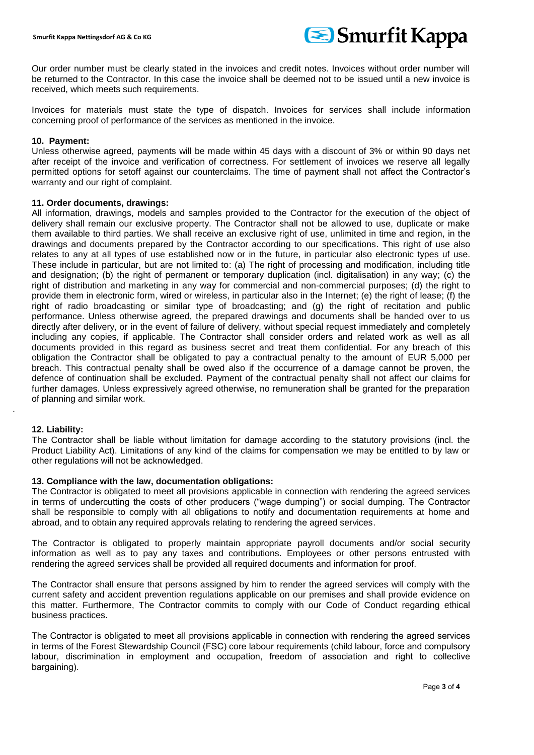Our order number must be clearly stated in the invoices and credit notes. Invoices without order number will be returned to the Contractor. In this case the invoice shall be deemed not to be issued until a new invoice is received, which meets such requirements.

Invoices for materials must state the type of dispatch. Invoices for services shall include information concerning proof of performance of the services as mentioned in the invoice.

**10. Payment:**

Unless otherwise agreed, payments will be made within 45 days with a discount of 3% or within 90 days net after receipt of the invoice and verification of correctness. For settlement of invoices we reserve all legally permitted options for setoff against our counterclaims. The time of payment shall not affect the Contractor's warranty and our right of complaint.

**11. Order documents, drawings:**

All information, drawings, models and samples provided to the Contractor for the execution of the object of delivery shall remain our exclusive property. The Contractor shall not be allowed to use, duplicate or make them available to third parties. We shall receive an exclusive right of use, unlimited in time and region, in the drawings and documents prepared by the Contractor according to our specifications. This right of use also relates to any at all types of use established now or in the future, in particular also electronic types uf use. These include in particular, but are not limited to: (a) The right of processing and modification, including title and designation; (b) the right of permanent or temporary duplication (incl. digitalisation) in any way; (c) the right of distribution and marketing in any way for commercial and non-commercial purposes; (d) the right to provide them in electronic form, wired or wireless, in particular also in the Internet; (e) the right of lease; (f) the right of radio broadcasting or similar type of broadcasting; and (g) the right of recitation and public performance. Unless otherwise agreed, the prepared drawings and documents shall be handed over to us directly after delivery, or in the event of failure of delivery, without special request immediately and completely including any copies, if applicable. The Contractor shall consider orders and related work as well as all documents provided in this regard as business secret and treat them confidential. For any breach of this obligation the Contractor shall be obligated to pay a contractual penalty to the amount of EUR 5,000 per breach. This contractual penalty shall be owed also if the occurrence of a damage cannot be proven, the defence of continuation shall be excluded. Payment of the contractual penalty shall not affect our claims for further damages. Unless expressively agreed otherwise, no remuneration shall be granted for the preparation of planning and similar work.

**12. Liability:**

The Contractor shall be liable without limitation for damage according to the statutory provisions (incl. the Product Liability Act). Limitations of any kind of the claims for compensation we may be entitled to by law or other regulations will not be acknowledged.

**13. Compliance with the law, documentation obligations:**

The Contractor is obligated to meet all provisions applicable in connection with rendering the agreed services in terms of undercutting the costs of other producers ("wage dumping") or social dumping. The Contractor shall be responsible to comply with all obligations to notify and documentation requirements at home and abroad, and to obtain any required approvals relating to rendering the agreed services.

The Contractor is obligated to properly maintain appropriate payroll documents and/or social security information as well as to pay any taxes and contributions. Employees or other persons entrusted with rendering the agreed services shall be provided all required documents and information for proof.

The Contractor shall ensure that persons assigned by him to render the agreed services will comply with the current safety and accident prevention regulations applicable on our premises and shall provide evidence on this matter. Furthermore, The Contractor commits to comply with our Code of Conduct regarding ethical business practices.

The Contractor is obligated to meet all provisions applicable in connection with rendering the agreed services in terms of the Forest Stewardship Council (FSC) core labour requirements (child labour, force and compulsory labour, discrimination in employment and occupation, freedom of association and right to collective bargaining).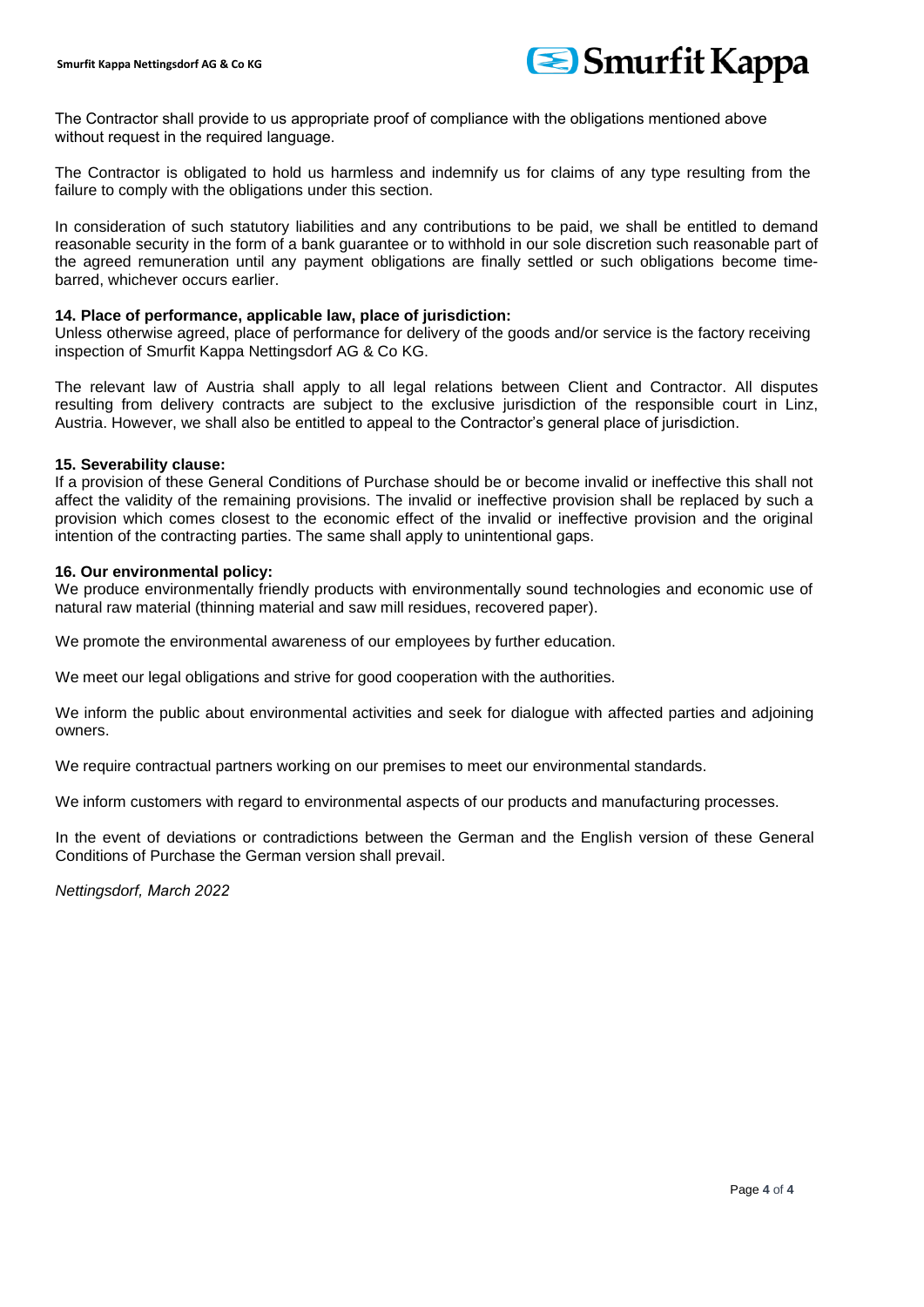The Contractor shall provide to us appropriate proof of compliance with the obligations mentioned above without request in the required language.

The Contractor is obligated to hold us harmless and indemnify us for claims of any type resulting from the failure to comply with the obligations under this section.

In consideration of such statutory liabilities and any contributions to be paid, we shall be entitled to demand reasonable security in the form of a bank guarantee or to withhold in our sole discretion such reasonable part of the agreed remuneration until any payment obligations are finally settled or such obligations become time-barred, whichever occurs earlier.

**14. Place of performance, applicable law, place of jurisdiction:**
Unless otherwise agreed, place of performance for delivery of the goods and/or service is the factory receiving inspection of Smurfit Kappa Nettingsdorf AG & Co KG.

The relevant law of Austria shall apply to all legal relations between Client and Contractor. All disputes resulting from delivery contracts are subject to the exclusive jurisdiction of the responsible court in Linz, Austria. However, we shall also be entitled to appeal to the Contractor's general place of jurisdiction.

**15. Severability clause:**
If a provision of these General Conditions of Purchase should be or become invalid or ineffective this shall not affect the validity of the remaining provisions. The invalid or ineffective provision shall be replaced by such a provision which comes closest to the economic effect of the invalid or ineffective provision and the original intention of the contracting parties. The same shall apply to unintentional gaps.

**16. Our environmental policy:**
We produce environmentally friendly products with environmentally sound technologies and economic use of natural raw material (thinning material and saw mill residues, recovered paper).

We promote the environmental awareness of our employees by further education.

We meet our legal obligations and strive for good cooperation with the authorities.

We inform the public about environmental activities and seek for dialogue with affected parties and adjoining owners.

We require contractual partners working on our premises to meet our environmental standards.

We inform customers with regard to environmental aspects of our products and manufacturing processes.

In the event of deviations or contradictions between the German and the English version of these General Conditions of Purchase the German version shall prevail.

*Nettingsdorf, March 2022*